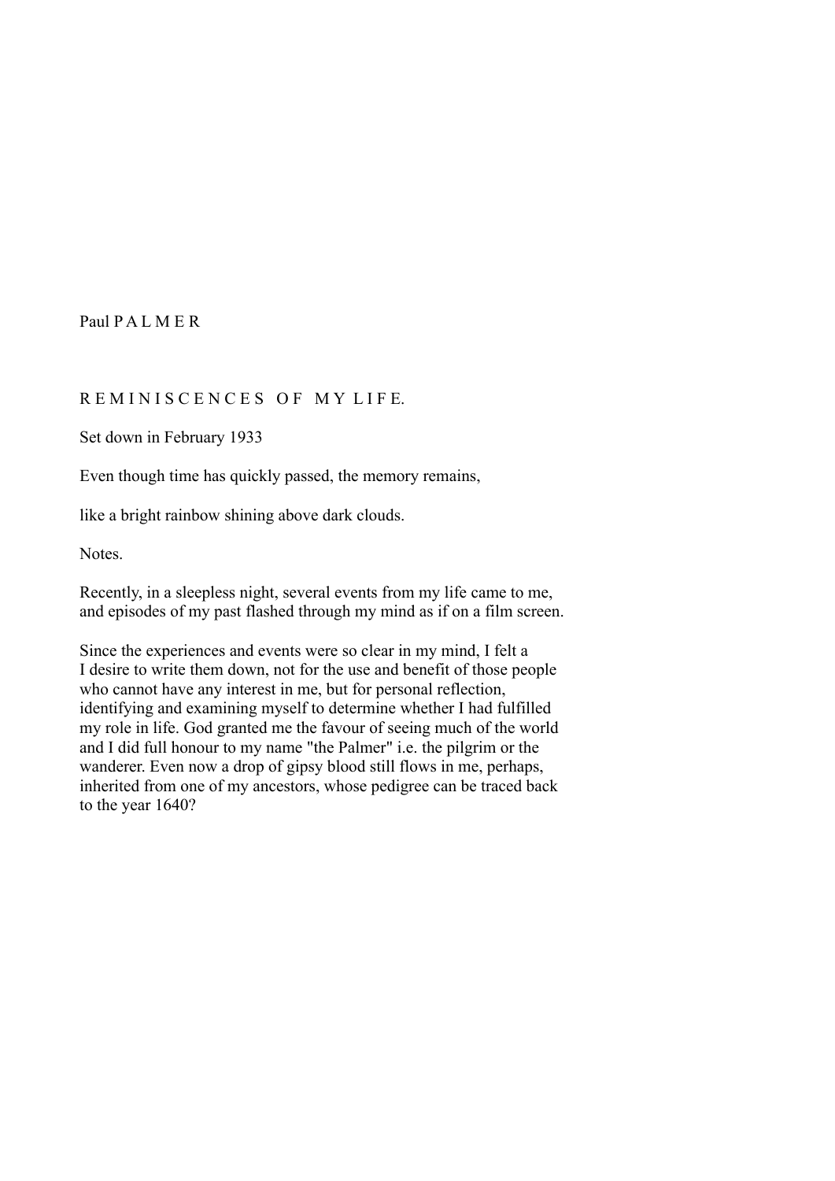Paul P A L M E R

# R E M I N I S C E N C E S   O F   M Y L I F E.

Set down in February 1933

Even though time has quickly passed, the memory remains,

like a bright rainbow shining above dark clouds.

Notes.

Recently, in a sleepless night, several events from my life came to me, and episodes of my past flashed through my mind as if on a film screen.

Since the experiences and events were so clear in my mind, I felt a I desire to write them down, not for the use and benefit of those people who cannot have any interest in me, but for personal reflection, identifying and examining myself to determine whether I had fulfilled my role in life. God granted me the favour of seeing much of the world and I did full honour to my name "the Palmer" i.e. the pilgrim or the wanderer. Even now a drop of gipsy blood still flows in me, perhaps, inherited from one of my ancestors, whose pedigree can be traced back to the year 1640?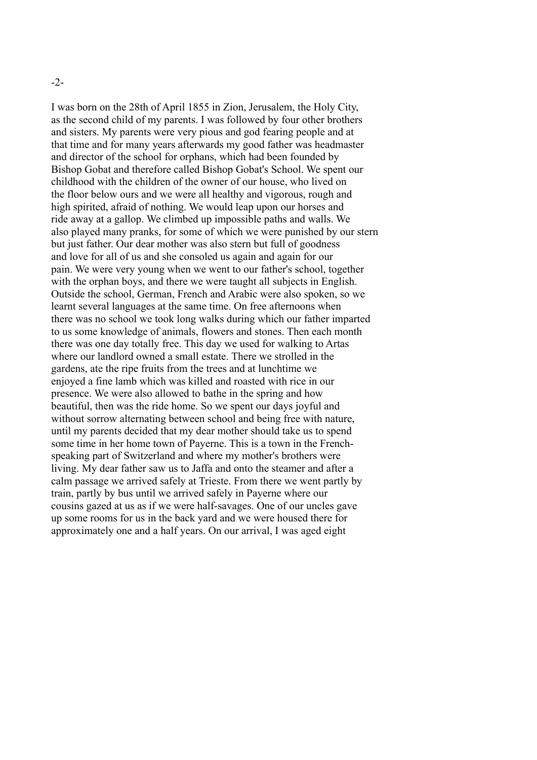I was born on the 28th of April 1855 in Zion, Jerusalem, the Holy City, as the second child of my parents. I was followed by four other brothers and sisters. My parents were very pious and god fearing people and at that time and for many years afterwards my good father was headmaster and director of the school for orphans, which had been founded by Bishop Gobat and therefore called Bishop Gobat's School. We spent our childhood with the children of the owner of our house, who lived on the floor below ours and we were all healthy and vigorous, rough and high spirited, afraid of nothing. We would leap upon our horses and ride away at a gallop. We climbed up impossible paths and walls. We also played many pranks, for some of which we were punished by our stern but just father. Our dear mother was also stern but full of goodness and love for all of us and she consoled us again and again for our pain. We were very young when we went to our father's school, together with the orphan boys, and there we were taught all subjects in English. Outside the school, German, French and Arabic were also spoken, so we learnt several languages at the same time. On free afternoons when there was no school we took long walks during which our father imparted to us some knowledge of animals, flowers and stones. Then each month there was one day totally free. This day we used for walking to Artas where our landlord owned a small estate. There we strolled in the gardens, ate the ripe fruits from the trees and at lunchtime we enjoyed a fine lamb which was killed and roasted with rice in our presence. We were also allowed to bathe in the spring and how beautiful, then was the ride home. So we spent our days joyful and without sorrow alternating between school and being free with nature, until my parents decided that my dear mother should take us to spend some time in her home town of Payerne. This is a town in the French-speaking part of Switzerland and where my mother's brothers were living. My dear father saw us to Jaffa and onto the steamer and after a calm passage we arrived safely at Trieste. From there we went partly by train, partly by bus until we arrived safely in Payerne where our cousins gazed at us as if we were half-savages. One of our uncles gave up some rooms for us in the back yard and we were housed there for approximately one and a half years. On our arrival, I was aged eight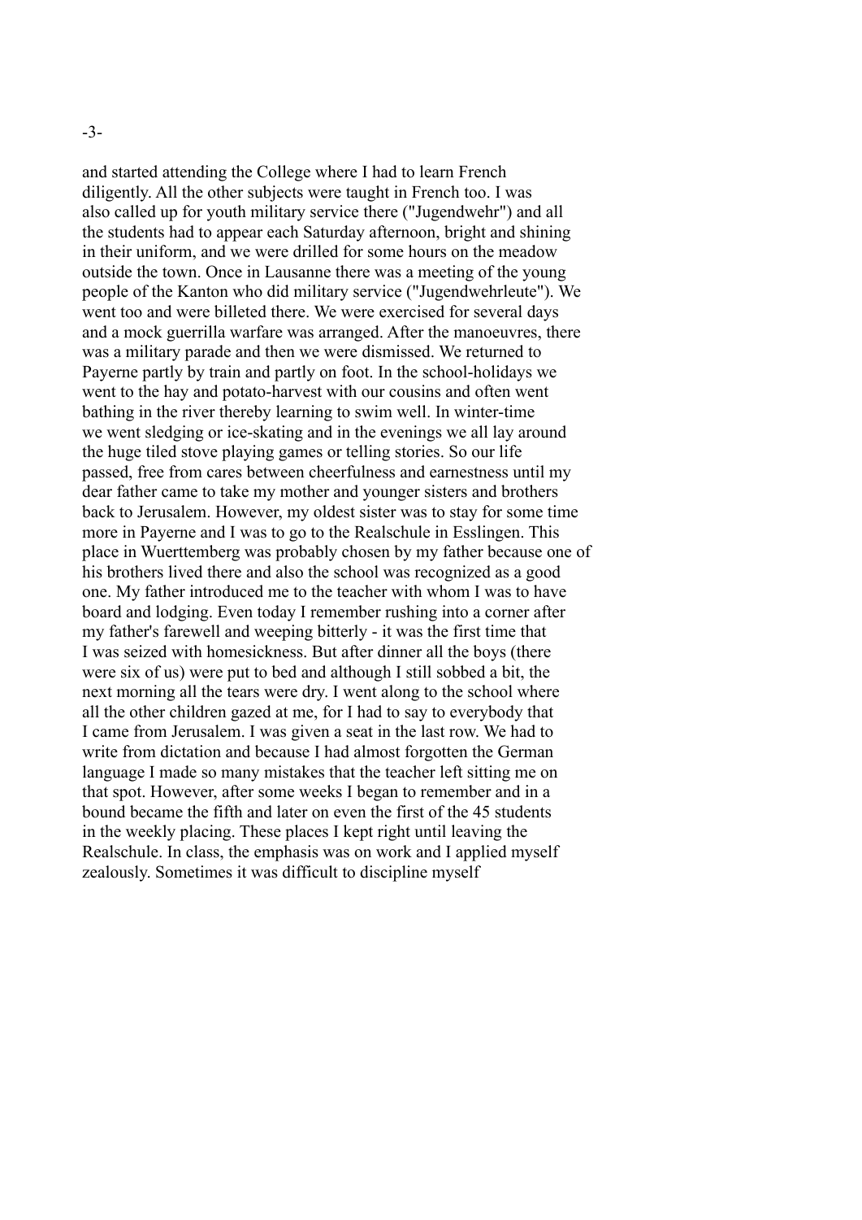and started attending the College where I had to learn French diligently. All the other subjects were taught in French too. I was also called up for youth military service there ("Jugendwehr") and all the students had to appear each Saturday afternoon, bright and shining in their uniform, and we were drilled for some hours on the meadow outside the town. Once in Lausanne there was a meeting of the young people of the Kanton who did military service ("Jugendwehrleute"). We went too and were billeted there. We were exercised for several days and a mock guerrilla warfare was arranged. After the manoeuvres, there was a military parade and then we were dismissed. We returned to Payerne partly by train and partly on foot. In the school-holidays we went to the hay and potato-harvest with our cousins and often went bathing in the river thereby learning to swim well. In winter-time we went sledging or ice-skating and in the evenings we all lay around the huge tiled stove playing games or telling stories. So our life passed, free from cares between cheerfulness and earnestness until my dear father came to take my mother and younger sisters and brothers back to Jerusalem. However, my oldest sister was to stay for some time more in Payerne and I was to go to the Realschule in Esslingen. This place in Wuerttemberg was probably chosen by my father because one of his brothers lived there and also the school was recognized as a good one. My father introduced me to the teacher with whom I was to have board and lodging. Even today I remember rushing into a corner after my father's farewell and weeping bitterly - it was the first time that I was seized with homesickness. But after dinner all the boys (there were six of us) were put to bed and although I still sobbed a bit, the next morning all the tears were dry. I went along to the school where all the other children gazed at me, for I had to say to everybody that I came from Jerusalem. I was given a seat in the last row. We had to write from dictation and because I had almost forgotten the German language I made so many mistakes that the teacher left sitting me on that spot. However, after some weeks I began to remember and in a bound became the fifth and later on even the first of the 45 students in the weekly placing. These places I kept right until leaving the Realschule. In class, the emphasis was on work and I applied myself zealously. Sometimes it was difficult to discipline myself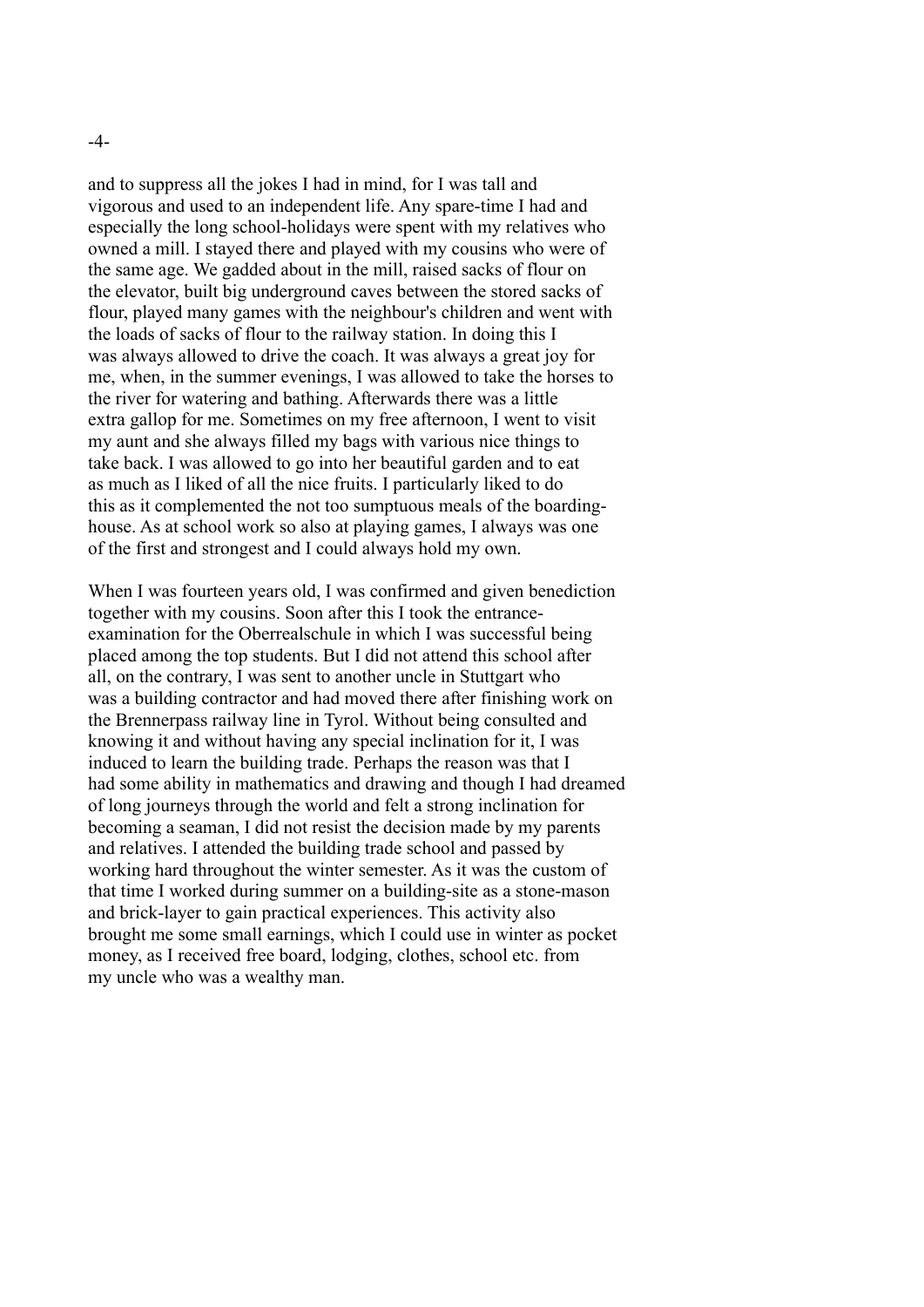and to suppress all the jokes I had in mind, for I was tall and vigorous and used to an independent life. Any spare-time I had and especially the long school-holidays were spent with my relatives who owned a mill. I stayed there and played with my cousins who were of the same age. We gadded about in the mill, raised sacks of flour on the elevator, built big underground caves between the stored sacks of flour, played many games with the neighbour's children and went with the loads of sacks of flour to the railway station. In doing this I was always allowed to drive the coach. It was always a great joy for me, when, in the summer evenings, I was allowed to take the horses to the river for watering and bathing. Afterwards there was a little extra gallop for me. Sometimes on my free afternoon, I went to visit my aunt and she always filled my bags with various nice things to take back. I was allowed to go into her beautiful garden and to eat as much as I liked of all the nice fruits. I particularly liked to do this as it complemented the not too sumptuous meals of the boarding-house. As at school work so also at playing games, I always was one of the first and strongest and I could always hold my own.

When I was fourteen years old, I was confirmed and given benediction together with my cousins. Soon after this I took the entrance-examination for the Oberrealschule in which I was successful being placed among the top students. But I did not attend this school after all, on the contrary, I was sent to another uncle in Stuttgart who was a building contractor and had moved there after finishing work on the Brennerpass railway line in Tyrol. Without being consulted and knowing it and without having any special inclination for it, I was induced to learn the building trade. Perhaps the reason was that I had some ability in mathematics and drawing and though I had dreamed of long journeys through the world and felt a strong inclination for becoming a seaman, I did not resist the decision made by my parents and relatives. I attended the building trade school and passed by working hard throughout the winter semester. As it was the custom of that time I worked during summer on a building-site as a stone-mason and brick-layer to gain practical experiences. This activity also brought me some small earnings, which I could use in winter as pocket money, as I received free board, lodging, clothes, school etc. from my uncle who was a wealthy man.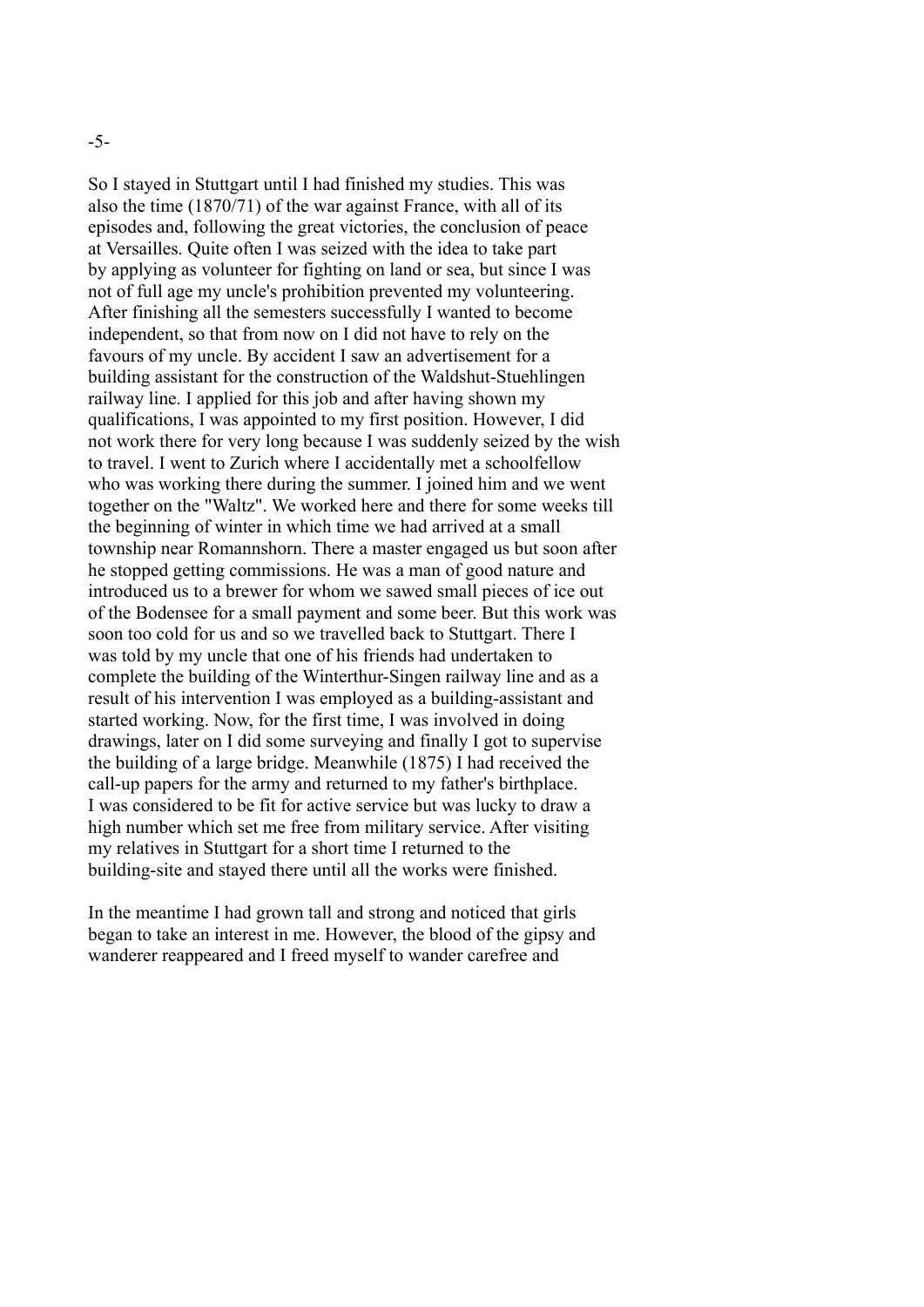So I stayed in Stuttgart until I had finished my studies. This was also the time (1870/71) of the war against France, with all of its episodes and, following the great victories, the conclusion of peace at Versailles. Quite often I was seized with the idea to take part by applying as volunteer for fighting on land or sea, but since I was not of full age my uncle's prohibition prevented my volunteering. After finishing all the semesters successfully I wanted to become independent, so that from now on I did not have to rely on the favours of my uncle. By accident I saw an advertisement for a building assistant for the construction of the Waldshut-Stuehlingen railway line. I applied for this job and after having shown my qualifications, I was appointed to my first position. However, I did not work there for very long because I was suddenly seized by the wish to travel. I went to Zurich where I accidentally met a schoolfellow who was working there during the summer. I joined him and we went together on the "Waltz". We worked here and there for some weeks till the beginning of winter in which time we had arrived at a small township near Romannshorn. There a master engaged us but soon after he stopped getting commissions. He was a man of good nature and introduced us to a brewer for whom we sawed small pieces of ice out of the Bodensee for a small payment and some beer. But this work was soon too cold for us and so we travelled back to Stuttgart. There I was told by my uncle that one of his friends had undertaken to complete the building of the Winterthur-Singen railway line and as a result of his intervention I was employed as a building-assistant and started working. Now, for the first time, I was involved in doing drawings, later on I did some surveying and finally I got to supervise the building of a large bridge. Meanwhile (1875) I had received the call-up papers for the army and returned to my father's birthplace. I was considered to be fit for active service but was lucky to draw a high number which set me free from military service. After visiting my relatives in Stuttgart for a short time I returned to the building-site and stayed there until all the works were finished.

In the meantime I had grown tall and strong and noticed that girls began to take an interest in me. However, the blood of the gipsy and wanderer reappeared and I freed myself to wander carefree and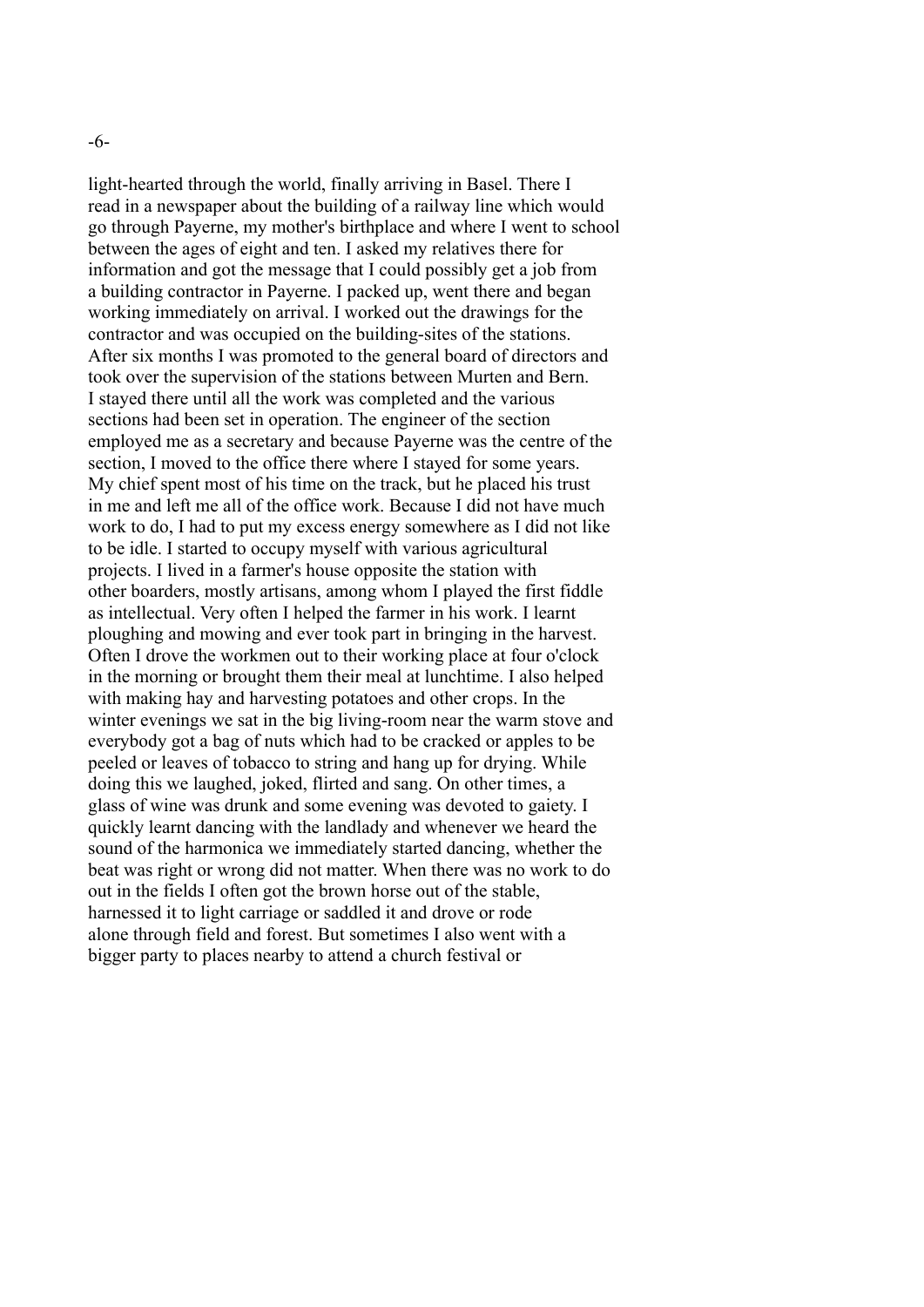light-hearted through the world, finally arriving in Basel. There I read in a newspaper about the building of a railway line which would go through Payerne, my mother's birthplace and where I went to school between the ages of eight and ten. I asked my relatives there for information and got the message that I could possibly get a job from a building contractor in Payerne. I packed up, went there and began working immediately on arrival. I worked out the drawings for the contractor and was occupied on the building-sites of the stations. After six months I was promoted to the general board of directors and took over the supervision of the stations between Murten and Bern. I stayed there until all the work was completed and the various sections had been set in operation. The engineer of the section employed me as a secretary and because Payerne was the centre of the section, I moved to the office there where I stayed for some years. My chief spent most of his time on the track, but he placed his trust in me and left me all of the office work. Because I did not have much work to do, I had to put my excess energy somewhere as I did not like to be idle. I started to occupy myself with various agricultural projects. I lived in a farmer's house opposite the station with other boarders, mostly artisans, among whom I played the first fiddle as intellectual. Very often I helped the farmer in his work. I learnt ploughing and mowing and ever took part in bringing in the harvest. Often I drove the workmen out to their working place at four o'clock in the morning or brought them their meal at lunchtime. I also helped with making hay and harvesting potatoes and other crops. In the winter evenings we sat in the big living-room near the warm stove and everybody got a bag of nuts which had to be cracked or apples to be peeled or leaves of tobacco to string and hang up for drying. While doing this we laughed, joked, flirted and sang. On other times, a glass of wine was drunk and some evening was devoted to gaiety. I quickly learnt dancing with the landlady and whenever we heard the sound of the harmonica we immediately started dancing, whether the beat was right or wrong did not matter. When there was no work to do out in the fields I often got the brown horse out of the stable, harnessed it to light carriage or saddled it and drove or rode alone through field and forest. But sometimes I also went with a bigger party to places nearby to attend a church festival or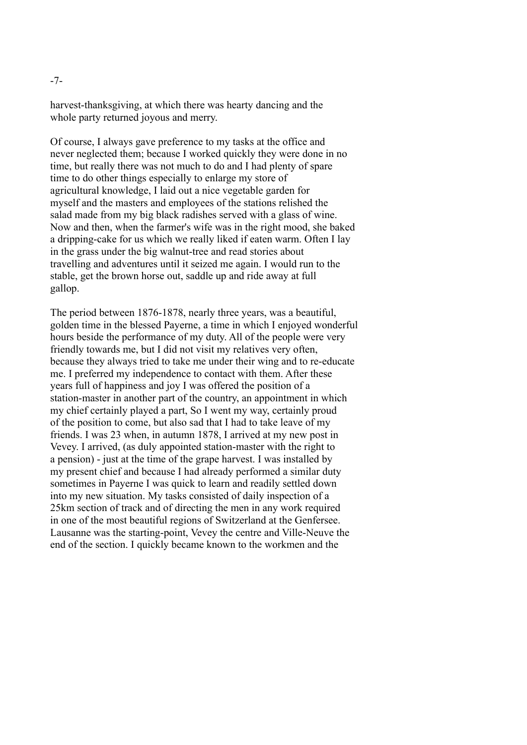harvest-thanksgiving, at which there was hearty dancing and the whole party returned joyous and merry.

Of course, I always gave preference to my tasks at the office and never neglected them; because I worked quickly they were done in no time, but really there was not much to do and I had plenty of spare time to do other things especially to enlarge my store of agricultural knowledge, I laid out a nice vegetable garden for myself and the masters and employees of the stations relished the salad made from my big black radishes served with a glass of wine. Now and then, when the farmer's wife was in the right mood, she baked a dripping-cake for us which we really liked if eaten warm. Often I lay in the grass under the big walnut-tree and read stories about travelling and adventures until it seized me again. I would run to the stable, get the brown horse out, saddle up and ride away at full gallop.

The period between 1876-1878, nearly three years, was a beautiful, golden time in the blessed Payerne, a time in which I enjoyed wonderful hours beside the performance of my duty. All of the people were very friendly towards me, but I did not visit my relatives very often, because they always tried to take me under their wing and to re-educate me. I preferred my independence to contact with them. After these years full of happiness and joy I was offered the position of a station-master in another part of the country, an appointment in which my chief certainly played a part, So I went my way, certainly proud of the position to come, but also sad that I had to take leave of my friends. I was 23 when, in autumn 1878, I arrived at my new post in Vevey. I arrived, (as duly appointed station-master with the right to a pension) - just at the time of the grape harvest. I was installed by my present chief and because I had already performed a similar duty sometimes in Payerne I was quick to learn and readily settled down into my new situation. My tasks consisted of daily inspection of a 25km section of track and of directing the men in any work required in one of the most beautiful regions of Switzerland at the Genfersee. Lausanne was the starting-point, Vevey the centre and Ville-Neuve the end of the section. I quickly became known to the workmen and the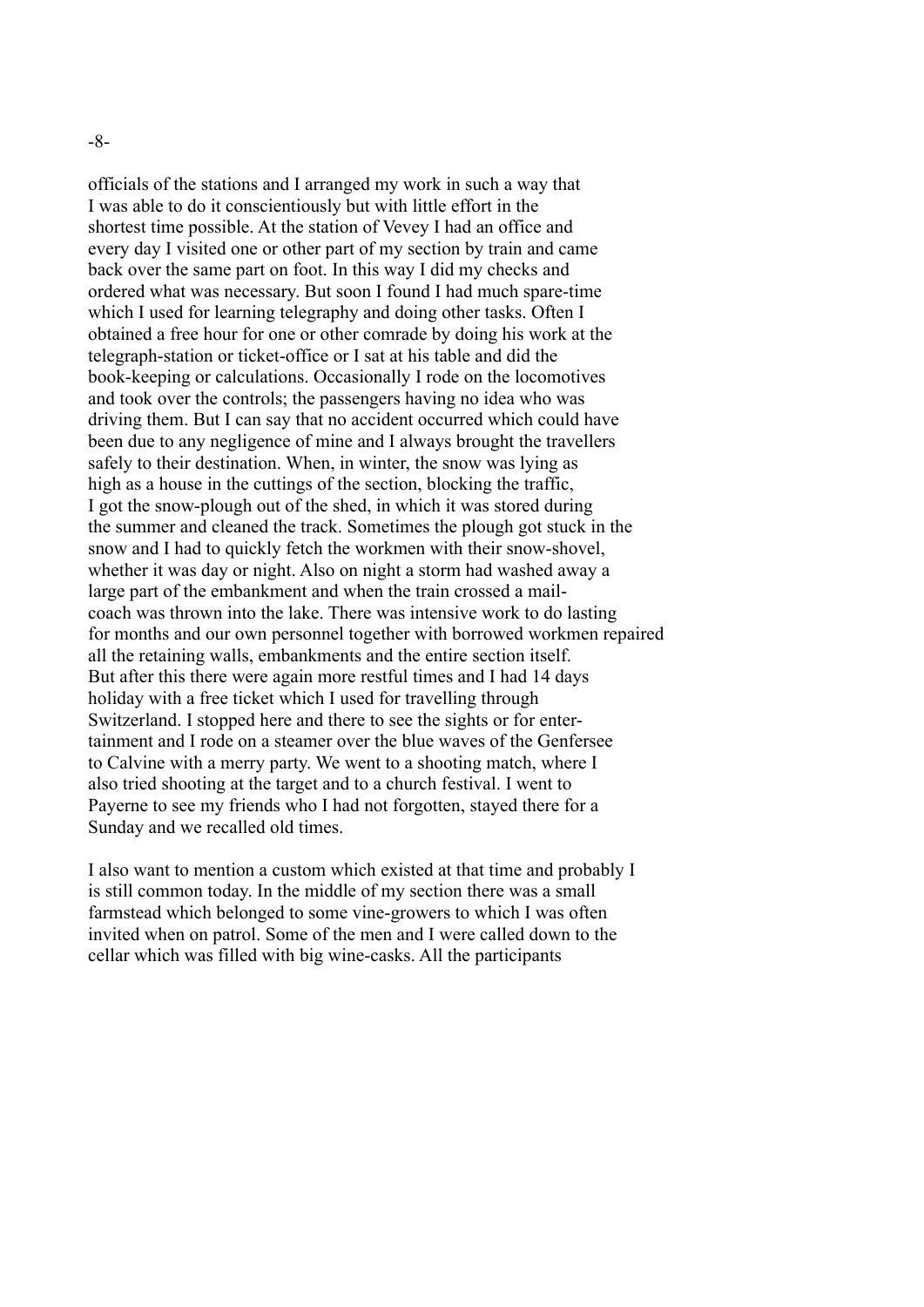officials of the stations and I arranged my work in such a way that I was able to do it conscientiously but with little effort in the shortest time possible. At the station of Vevey I had an office and every day I visited one or other part of my section by train and came back over the same part on foot. In this way I did my checks and ordered what was necessary. But soon I found I had much spare-time which I used for learning telegraphy and doing other tasks. Often I obtained a free hour for one or other comrade by doing his work at the telegraph-station or ticket-office or I sat at his table and did the book-keeping or calculations. Occasionally I rode on the locomotives and took over the controls; the passengers having no idea who was driving them. But I can say that no accident occurred which could have been due to any negligence of mine and I always brought the travellers safely to their destination. When, in winter, the snow was lying as high as a house in the cuttings of the section, blocking the traffic, I got the snow-plough out of the shed, in which it was stored during the summer and cleaned the track. Sometimes the plough got stuck in the snow and I had to quickly fetch the workmen with their snow-shovel, whether it was day or night. Also on night a storm had washed away a large part of the embankment and when the train crossed a mail-coach was thrown into the lake. There was intensive work to do lasting for months and our own personnel together with borrowed workmen repaired all the retaining walls, embankments and the entire section itself. But after this there were again more restful times and I had 14 days holiday with a free ticket which I used for travelling through Switzerland. I stopped here and there to see the sights or for entertainment and I rode on a steamer over the blue waves of the Genfersee to Calvine with a merry party. We went to a shooting match, where I also tried shooting at the target and to a church festival. I went to Payerne to see my friends who I had not forgotten, stayed there for a Sunday and we recalled old times.

I also want to mention a custom which existed at that time and probably I is still common today. In the middle of my section there was a small farmstead which belonged to some vine-growers to which I was often invited when on patrol. Some of the men and I were called down to the cellar which was filled with big wine-casks. All the participants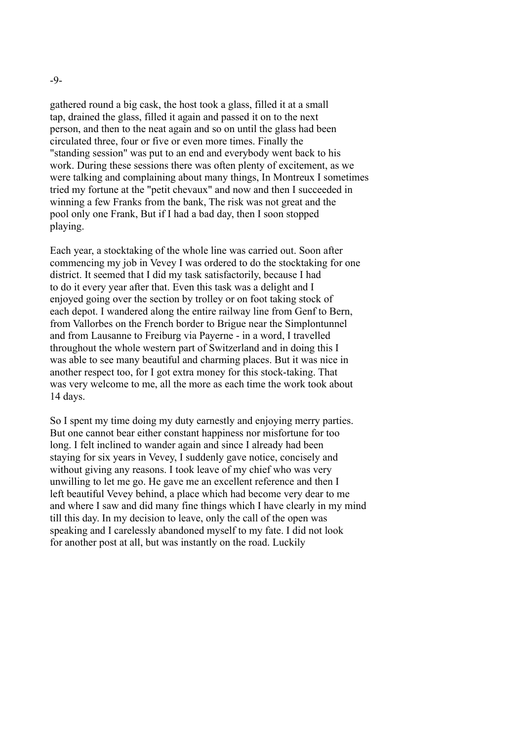gathered round a big cask, the host took a glass, filled it at a small tap, drained the glass, filled it again and passed it on to the next person, and then to the neat again and so on until the glass had been circulated three, four or five or even more times. Finally the "standing session" was put to an end and everybody went back to his work. During these sessions there was often plenty of excitement, as we were talking and complaining about many things, In Montreux I sometimes tried my fortune at the "petit chevaux" and now and then I succeeded in winning a few Franks from the bank, The risk was not great and the pool only one Frank, But if I had a bad day, then I soon stopped playing.

Each year, a stocktaking of the whole line was carried out. Soon after commencing my job in Vevey I was ordered to do the stocktaking for one district. It seemed that I did my task satisfactorily, because I had to do it every year after that. Even this task was a delight and I enjoyed going over the section by trolley or on foot taking stock of each depot. I wandered along the entire railway line from Genf to Bern, from Vallorbes on the French border to Brigue near the Simplontunnel and from Lausanne to Freiburg via Payerne - in a word, I travelled throughout the whole western part of Switzerland and in doing this I was able to see many beautiful and charming places. But it was nice in another respect too, for I got extra money for this stock-taking. That was very welcome to me, all the more as each time the work took about 14 days.

So I spent my time doing my duty earnestly and enjoying merry parties. But one cannot bear either constant happiness nor misfortune for too long. I felt inclined to wander again and since I already had been staying for six years in Vevey, I suddenly gave notice, concisely and without giving any reasons. I took leave of my chief who was very unwilling to let me go. He gave me an excellent reference and then I left beautiful Vevey behind, a place which had become very dear to me and where I saw and did many fine things which I have clearly in my mind till this day. In my decision to leave, only the call of the open was speaking and I carelessly abandoned myself to my fate. I did not look for another post at all, but was instantly on the road. Luckily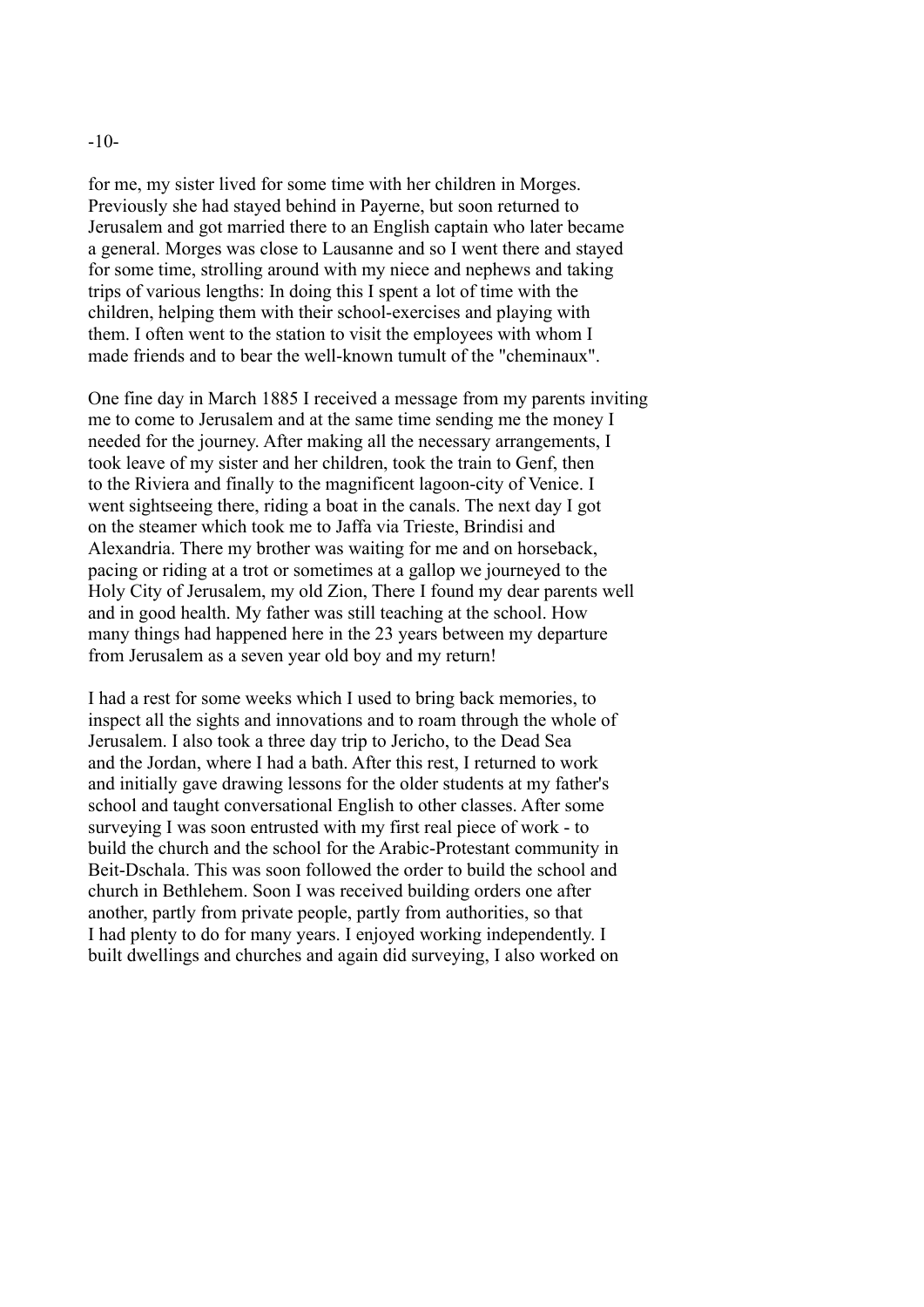for me, my sister lived for some time with her children in Morges. Previously she had stayed behind in Payerne, but soon returned to Jerusalem and got married there to an English captain who later became a general. Morges was close to Lausanne and so I went there and stayed for some time, strolling around with my niece and nephews and taking trips of various lengths: In doing this I spent a lot of time with the children, helping them with their school-exercises and playing with them. I often went to the station to visit the employees with whom I made friends and to bear the well-known tumult of the "cheminaux".

One fine day in March 1885 I received a message from my parents inviting me to come to Jerusalem and at the same time sending me the money I needed for the journey. After making all the necessary arrangements, I took leave of my sister and her children, took the train to Genf, then to the Riviera and finally to the magnificent lagoon-city of Venice. I went sightseeing there, riding a boat in the canals. The next day I got on the steamer which took me to Jaffa via Trieste, Brindisi and Alexandria. There my brother was waiting for me and on horseback, pacing or riding at a trot or sometimes at a gallop we journeyed to the Holy City of Jerusalem, my old Zion, There I found my dear parents well and in good health. My father was still teaching at the school. How many things had happened here in the 23 years between my departure from Jerusalem as a seven year old boy and my return!

I had a rest for some weeks which I used to bring back memories, to inspect all the sights and innovations and to roam through the whole of Jerusalem. I also took a three day trip to Jericho, to the Dead Sea and the Jordan, where I had a bath. After this rest, I returned to work and initially gave drawing lessons for the older students at my father's school and taught conversational English to other classes. After some surveying I was soon entrusted with my first real piece of work - to build the church and the school for the Arabic-Protestant community in Beit-Dschala. This was soon followed the order to build the school and church in Bethlehem. Soon I was received building orders one after another, partly from private people, partly from authorities, so that I had plenty to do for many years. I enjoyed working independently. I built dwellings and churches and again did surveying, I also worked on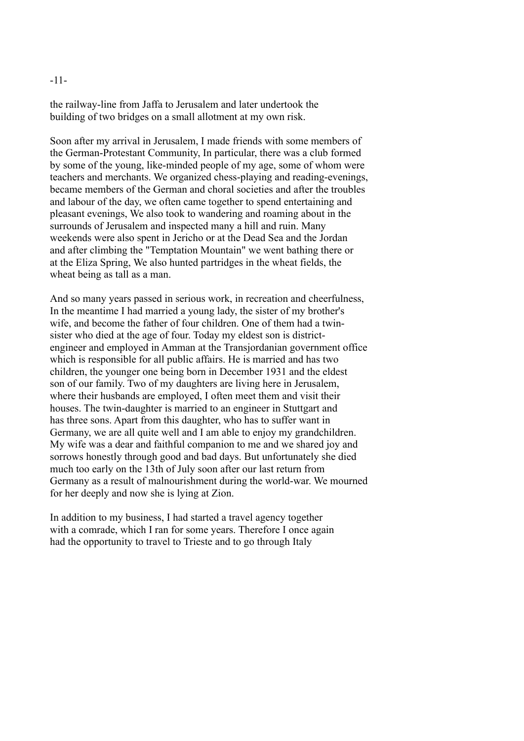the railway-line from Jaffa to Jerusalem and later undertook the building of two bridges on a small allotment at my own risk.

Soon after my arrival in Jerusalem, I made friends with some members of the German-Protestant Community, In particular, there was a club formed by some of the young, like-minded people of my age, some of whom were teachers and merchants. We organized chess-playing and reading-evenings, became members of the German and choral societies and after the troubles and labour of the day, we often came together to spend entertaining and pleasant evenings, We also took to wandering and roaming about in the surrounds of Jerusalem and inspected many a hill and ruin. Many weekends were also spent in Jericho or at the Dead Sea and the Jordan and after climbing the "Temptation Mountain" we went bathing there or at the Eliza Spring, We also hunted partridges in the wheat fields, the wheat being as tall as a man.

And so many years passed in serious work, in recreation and cheerfulness, In the meantime I had married a young lady, the sister of my brother's wife, and become the father of four children. One of them had a twin-sister who died at the age of four. Today my eldest son is district-engineer and employed in Amman at the Transjordanian government office which is responsible for all public affairs. He is married and has two children, the younger one being born in December 1931 and the eldest son of our family. Two of my daughters are living here in Jerusalem, where their husbands are employed, I often meet them and visit their houses. The twin-daughter is married to an engineer in Stuttgart and has three sons. Apart from this daughter, who has to suffer want in Germany, we are all quite well and I am able to enjoy my grandchildren. My wife was a dear and faithful companion to me and we shared joy and sorrows honestly through good and bad days. But unfortunately she died much too early on the 13th of July soon after our last return from Germany as a result of malnourishment during the world-war. We mourned for her deeply and now she is lying at Zion.

In addition to my business, I had started a travel agency together with a comrade, which I ran for some years. Therefore I once again had the opportunity to travel to Trieste and to go through Italy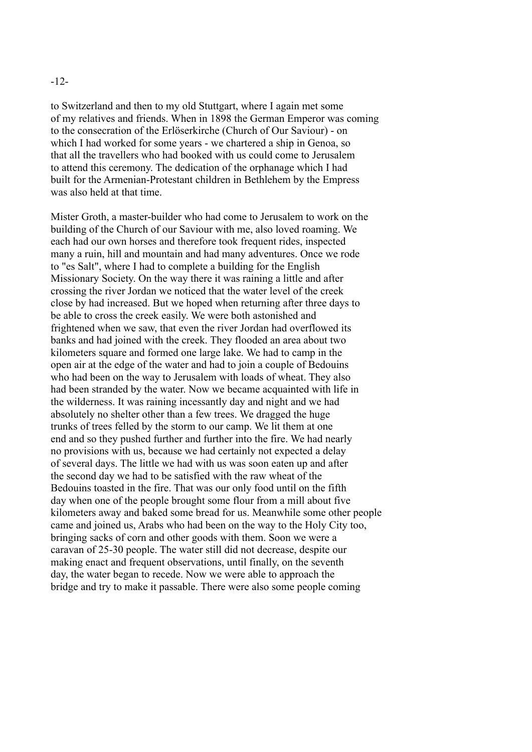to Switzerland and then to my old Stuttgart, where I again met some of my relatives and friends. When in 1898 the German Emperor was coming to the consecration of the Erlöserkirche (Church of Our Saviour) - on which I had worked for some years - we chartered a ship in Genoa, so that all the travellers who had booked with us could come to Jerusalem to attend this ceremony. The dedication of the orphanage which I had built for the Armenian-Protestant children in Bethlehem by the Empress was also held at that time.

Mister Groth, a master-builder who had come to Jerusalem to work on the building of the Church of our Saviour with me, also loved roaming. We each had our own horses and therefore took frequent rides, inspected many a ruin, hill and mountain and had many adventures. Once we rode to "es Salt", where I had to complete a building for the English Missionary Society. On the way there it was raining a little and after crossing the river Jordan we noticed that the water level of the creek close by had increased. But we hoped when returning after three days to be able to cross the creek easily. We were both astonished and frightened when we saw, that even the river Jordan had overflowed its banks and had joined with the creek. They flooded an area about two kilometers square and formed one large lake. We had to camp in the open air at the edge of the water and had to join a couple of Bedouins who had been on the way to Jerusalem with loads of wheat. They also had been stranded by the water. Now we became acquainted with life in the wilderness. It was raining incessantly day and night and we had absolutely no shelter other than a few trees. We dragged the huge trunks of trees felled by the storm to our camp. We lit them at one end and so they pushed further and further into the fire. We had nearly no provisions with us, because we had certainly not expected a delay of several days. The little we had with us was soon eaten up and after the second day we had to be satisfied with the raw wheat of the Bedouins toasted in the fire. That was our only food until on the fifth day when one of the people brought some flour from a mill about five kilometers away and baked some bread for us. Meanwhile some other people came and joined us, Arabs who had been on the way to the Holy City too, bringing sacks of corn and other goods with them. Soon we were a caravan of 25-30 people. The water still did not decrease, despite our making enact and frequent observations, until finally, on the seventh day, the water began to recede. Now we were able to approach the bridge and try to make it passable. There were also some people coming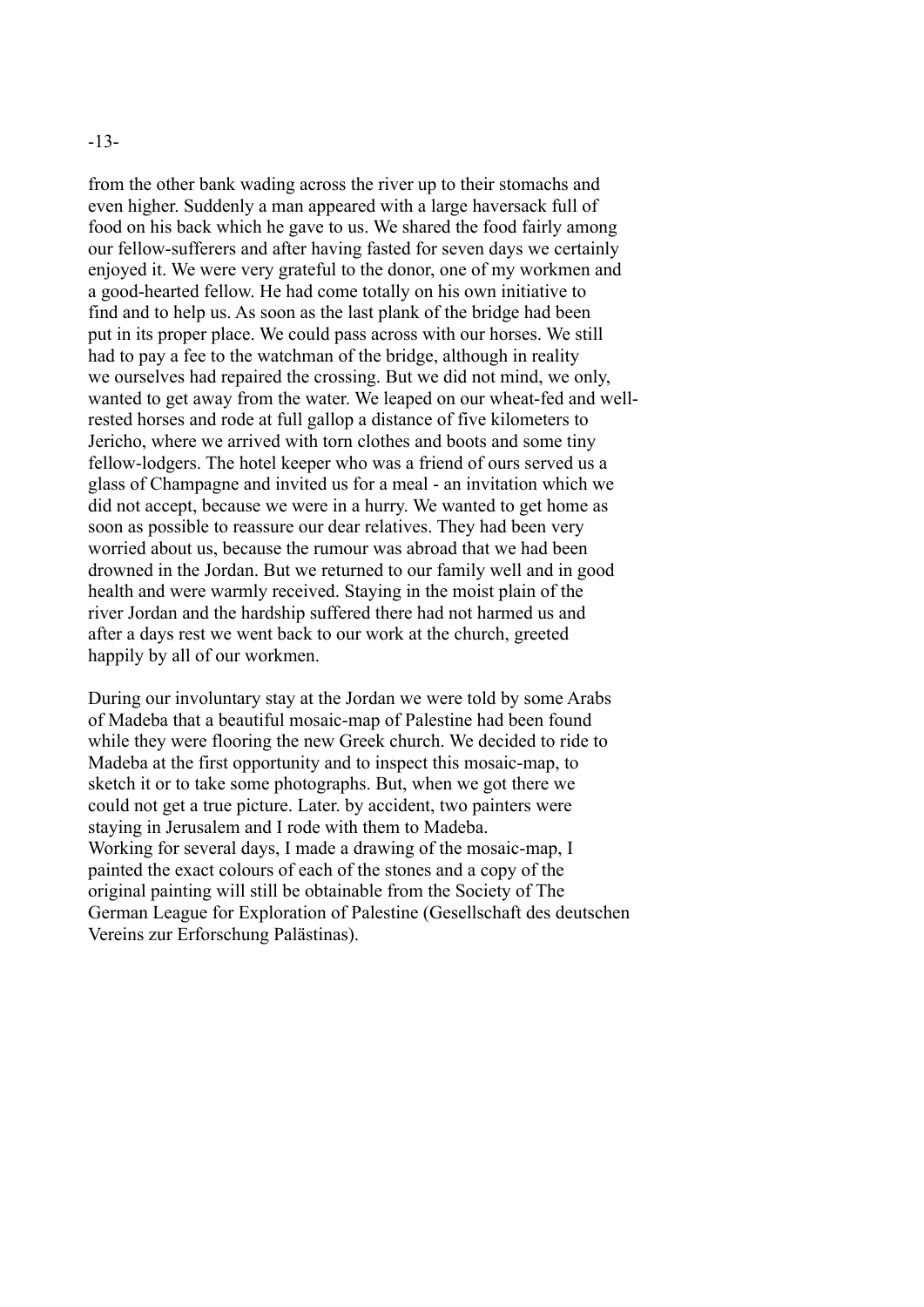from the other bank wading across the river up to their stomachs and even higher. Suddenly a man appeared with a large haversack full of food on his back which he gave to us. We shared the food fairly among our fellow-sufferers and after having fasted for seven days we certainly enjoyed it. We were very grateful to the donor, one of my workmen and a good-hearted fellow. He had come totally on his own initiative to find and to help us. As soon as the last plank of the bridge had been put in its proper place. We could pass across with our horses. We still had to pay a fee to the watchman of the bridge, although in reality we ourselves had repaired the crossing. But we did not mind, we only, wanted to get away from the water. We leaped on our wheat-fed and well-rested horses and rode at full gallop a distance of five kilometers to Jericho, where we arrived with torn clothes and boots and some tiny fellow-lodgers. The hotel keeper who was a friend of ours served us a glass of Champagne and invited us for a meal - an invitation which we did not accept, because we were in a hurry. We wanted to get home as soon as possible to reassure our dear relatives. They had been very worried about us, because the rumour was abroad that we had been drowned in the Jordan. But we returned to our family well and in good health and were warmly received. Staying in the moist plain of the river Jordan and the hardship suffered there had not harmed us and after a days rest we went back to our work at the church, greeted happily by all of our workmen.

During our involuntary stay at the Jordan we were told by some Arabs of Madeba that a beautiful mosaic-map of Palestine had been found while they were flooring the new Greek church. We decided to ride to Madeba at the first opportunity and to inspect this mosaic-map, to sketch it or to take some photographs. But, when we got there we could not get a true picture. Later. by accident, two painters were staying in Jerusalem and I rode with them to Madeba.
Working for several days, I made a drawing of the mosaic-map, I painted the exact colours of each of the stones and a copy of the original painting will still be obtainable from the Society of The German League for Exploration of Palestine (Gesellschaft des deutschen Vereins zur Erforschung Palästinas).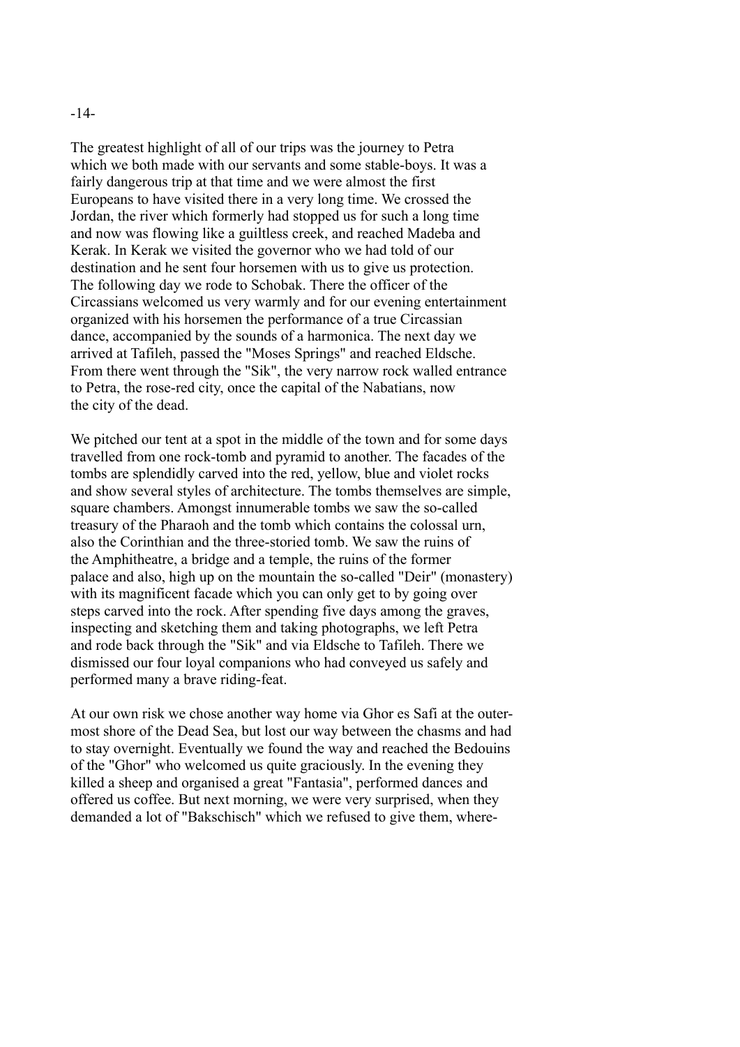The greatest highlight of all of our trips was the journey to Petra which we both made with our servants and some stable-boys. It was a fairly dangerous trip at that time and we were almost the first Europeans to have visited there in a very long time. We crossed the Jordan, the river which formerly had stopped us for such a long time and now was flowing like a guiltless creek, and reached Madeba and Kerak. In Kerak we visited the governor who we had told of our destination and he sent four horsemen with us to give us protection. The following day we rode to Schobak. There the officer of the Circassians welcomed us very warmly and for our evening entertainment organized with his horsemen the performance of a true Circassian dance, accompanied by the sounds of a harmonica. The next day we arrived at Tafileh, passed the "Moses Springs" and reached Eldsche. From there went through the "Sik", the very narrow rock walled entrance to Petra, the rose-red city, once the capital of the Nabatians, now the city of the dead.

We pitched our tent at a spot in the middle of the town and for some days travelled from one rock-tomb and pyramid to another. The facades of the tombs are splendidly carved into the red, yellow, blue and violet rocks and show several styles of architecture. The tombs themselves are simple, square chambers. Amongst innumerable tombs we saw the so-called treasury of the Pharaoh and the tomb which contains the colossal urn, also the Corinthian and the three-storied tomb. We saw the ruins of the Amphitheatre, a bridge and a temple, the ruins of the former palace and also, high up on the mountain the so-called "Deir" (monastery) with its magnificent facade which you can only get to by going over steps carved into the rock. After spending five days among the graves, inspecting and sketching them and taking photographs, we left Petra and rode back through the "Sik" and via Eldsche to Tafileh. There we dismissed our four loyal companions who had conveyed us safely and performed many a brave riding-feat.

At our own risk we chose another way home via Ghor es Safi at the outer-most shore of the Dead Sea, but lost our way between the chasms and had to stay overnight. Eventually we found the way and reached the Bedouins of the "Ghor" who welcomed us quite graciously. In the evening they killed a sheep and organised a great "Fantasia", performed dances and offered us coffee. But next morning, we were very surprised, when they demanded a lot of "Bakschisch" which we refused to give them, where-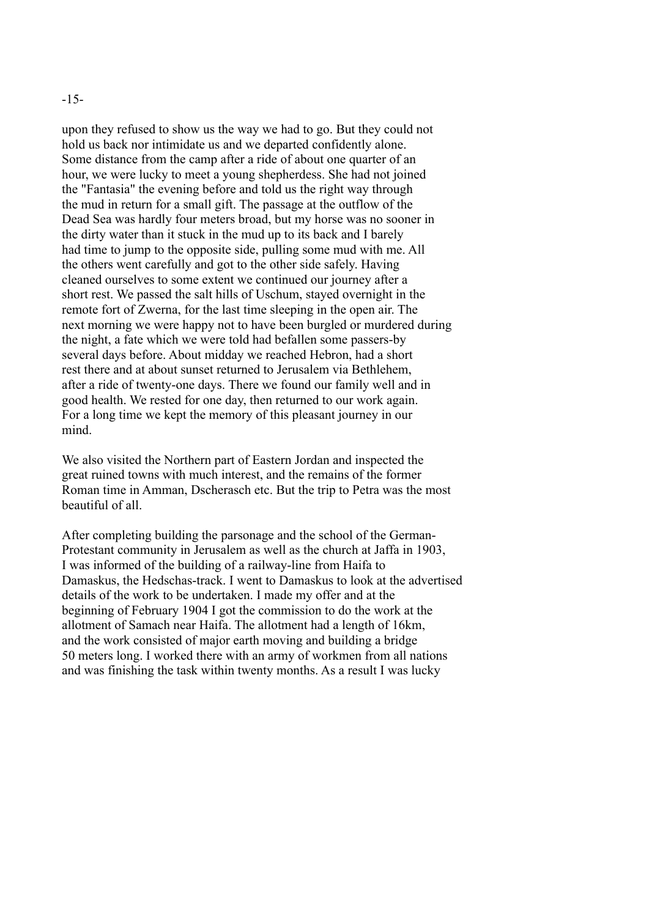upon they refused to show us the way we had to go. But they could not hold us back nor intimidate us and we departed confidently alone. Some distance from the camp after a ride of about one quarter of an hour, we were lucky to meet a young shepherdess. She had not joined the "Fantasia" the evening before and told us the right way through the mud in return for a small gift. The passage at the outflow of the Dead Sea was hardly four meters broad, but my horse was no sooner in the dirty water than it stuck in the mud up to its back and I barely had time to jump to the opposite side, pulling some mud with me. All the others went carefully and got to the other side safely. Having cleaned ourselves to some extent we continued our journey after a short rest. We passed the salt hills of Uschum, stayed overnight in the remote fort of Zwerna, for the last time sleeping in the open air. The next morning we were happy not to have been burgled or murdered during the night, a fate which we were told had befallen some passers-by several days before. About midday we reached Hebron, had a short rest there and at about sunset returned to Jerusalem via Bethlehem, after a ride of twenty-one days. There we found our family well and in good health. We rested for one day, then returned to our work again. For a long time we kept the memory of this pleasant journey in our mind.

We also visited the Northern part of Eastern Jordan and inspected the great ruined towns with much interest, and the remains of the former Roman time in Amman, Dscherasch etc. But the trip to Petra was the most beautiful of all.

After completing building the parsonage and the school of the German-Protestant community in Jerusalem as well as the church at Jaffa in 1903, I was informed of the building of a railway-line from Haifa to Damaskus, the Hedschas-track. I went to Damaskus to look at the advertised details of the work to be undertaken. I made my offer and at the beginning of February 1904 I got the commission to do the work at the allotment of Samach near Haifa. The allotment had a length of 16km, and the work consisted of major earth moving and building a bridge 50 meters long. I worked there with an army of workmen from all nations and was finishing the task within twenty months. As a result I was lucky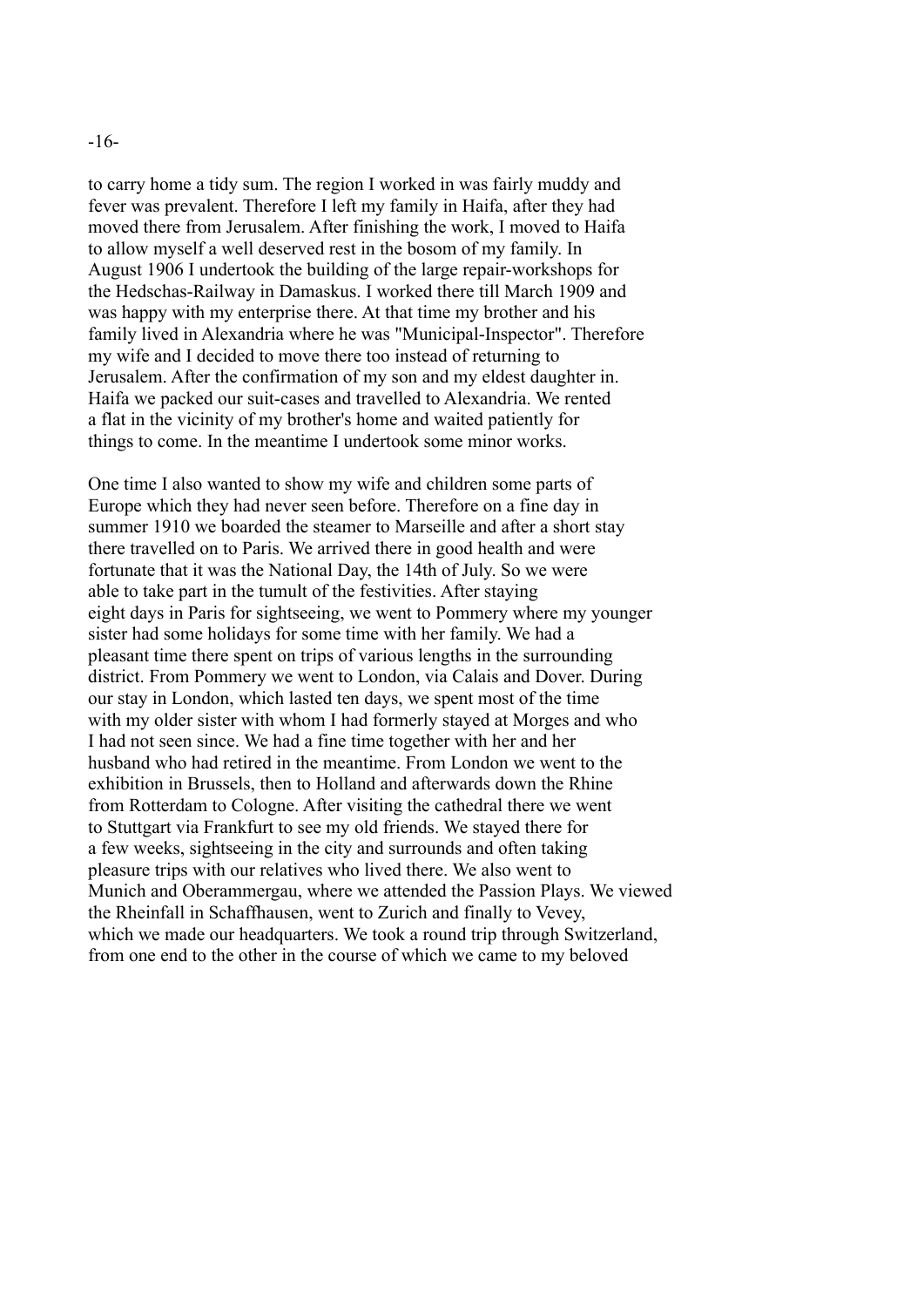to carry home a tidy sum. The region I worked in was fairly muddy and fever was prevalent. Therefore I left my family in Haifa, after they had moved there from Jerusalem. After finishing the work, I moved to Haifa to allow myself a well deserved rest in the bosom of my family. In August 1906 I undertook the building of the large repair-workshops for the Hedschas-Railway in Damaskus. I worked there till March 1909 and was happy with my enterprise there. At that time my brother and his family lived in Alexandria where he was "Municipal-Inspector". Therefore my wife and I decided to move there too instead of returning to Jerusalem. After the confirmation of my son and my eldest daughter in. Haifa we packed our suit-cases and travelled to Alexandria. We rented a flat in the vicinity of my brother's home and waited patiently for things to come. In the meantime I undertook some minor works.

One time I also wanted to show my wife and children some parts of Europe which they had never seen before. Therefore on a fine day in summer 1910 we boarded the steamer to Marseille and after a short stay there travelled on to Paris. We arrived there in good health and were fortunate that it was the National Day, the 14th of July. So we were able to take part in the tumult of the festivities. After staying eight days in Paris for sightseeing, we went to Pommery where my younger sister had some holidays for some time with her family. We had a pleasant time there spent on trips of various lengths in the surrounding district. From Pommery we went to London, via Calais and Dover. During our stay in London, which lasted ten days, we spent most of the time with my older sister with whom I had formerly stayed at Morges and who I had not seen since. We had a fine time together with her and her husband who had retired in the meantime. From London we went to the exhibition in Brussels, then to Holland and afterwards down the Rhine from Rotterdam to Cologne. After visiting the cathedral there we went to Stuttgart via Frankfurt to see my old friends. We stayed there for a few weeks, sightseeing in the city and surrounds and often taking pleasure trips with our relatives who lived there. We also went to Munich and Oberammergau, where we attended the Passion Plays. We viewed the Rheinfall in Schaffhausen, went to Zurich and finally to Vevey, which we made our headquarters. We took a round trip through Switzerland, from one end to the other in the course of which we came to my beloved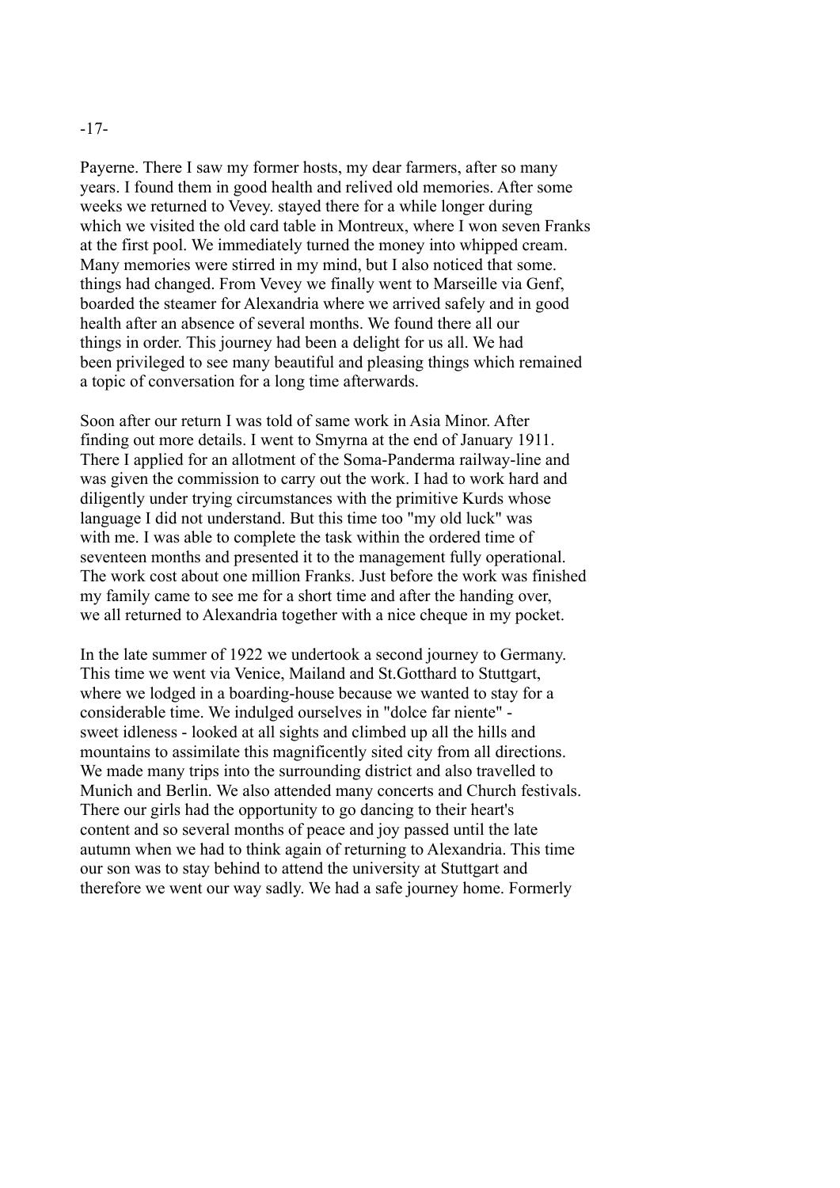Payerne. There I saw my former hosts, my dear farmers, after so many years. I found them in good health and relived old memories. After some weeks we returned to Vevey. stayed there for a while longer during which we visited the old card table in Montreux, where I won seven Franks at the first pool. We immediately turned the money into whipped cream. Many memories were stirred in my mind, but I also noticed that some. things had changed. From Vevey we finally went to Marseille via Genf, boarded the steamer for Alexandria where we arrived safely and in good health after an absence of several months. We found there all our things in order. This journey had been a delight for us all. We had been privileged to see many beautiful and pleasing things which remained a topic of conversation for a long time afterwards.

Soon after our return I was told of same work in Asia Minor. After finding out more details. I went to Smyrna at the end of January 1911. There I applied for an allotment of the Soma-Panderma railway-line and was given the commission to carry out the work. I had to work hard and diligently under trying circumstances with the primitive Kurds whose language I did not understand. But this time too "my old luck" was with me. I was able to complete the task within the ordered time of seventeen months and presented it to the management fully operational. The work cost about one million Franks. Just before the work was finished my family came to see me for a short time and after the handing over, we all returned to Alexandria together with a nice cheque in my pocket.

In the late summer of 1922 we undertook a second journey to Germany. This time we went via Venice, Mailand and St.Gotthard to Stuttgart, where we lodged in a boarding-house because we wanted to stay for a considerable time. We indulged ourselves in "dolce far niente" - sweet idleness - looked at all sights and climbed up all the hills and mountains to assimilate this magnificently sited city from all directions. We made many trips into the surrounding district and also travelled to Munich and Berlin. We also attended many concerts and Church festivals. There our girls had the opportunity to go dancing to their heart's content and so several months of peace and joy passed until the late autumn when we had to think again of returning to Alexandria. This time our son was to stay behind to attend the university at Stuttgart and therefore we went our way sadly. We had a safe journey home. Formerly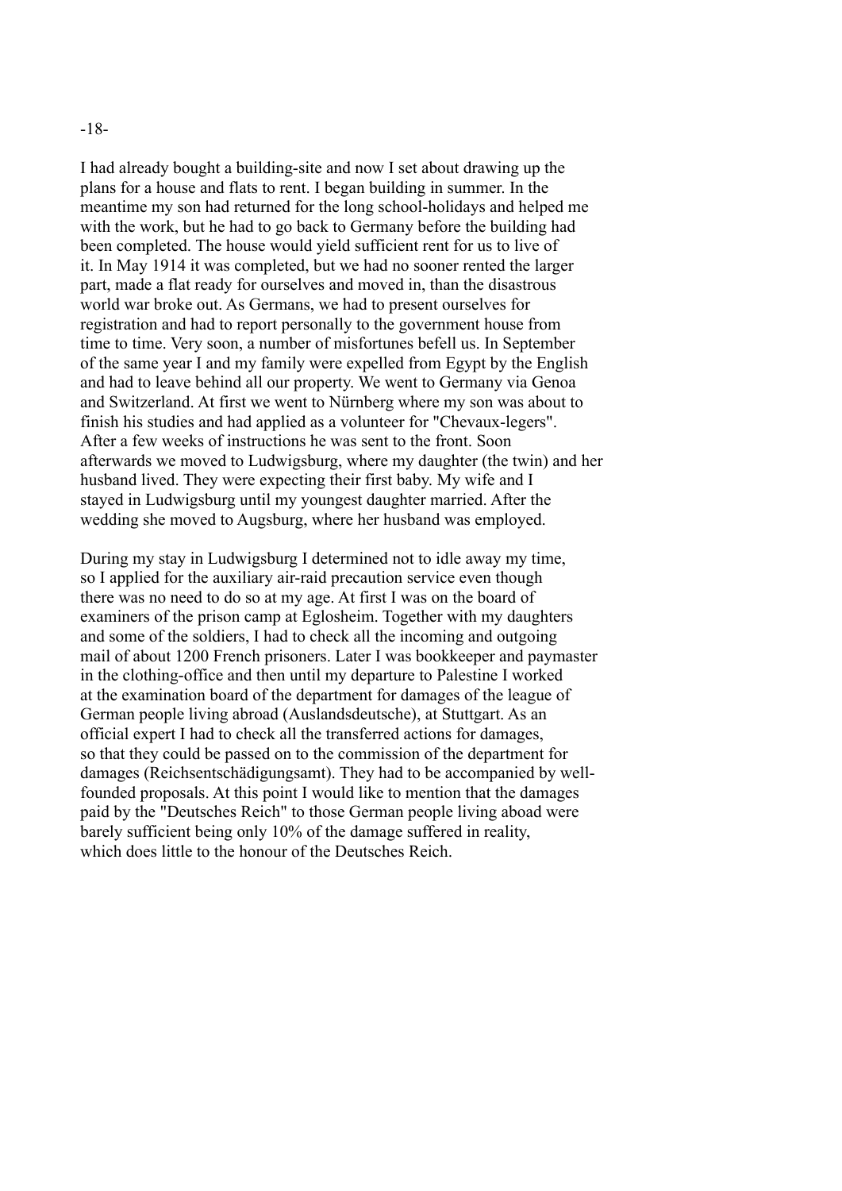I had already bought a building-site and now I set about drawing up the plans for a house and flats to rent. I began building in summer. In the meantime my son had returned for the long school-holidays and helped me with the work, but he had to go back to Germany before the building had been completed. The house would yield sufficient rent for us to live of it. In May 1914 it was completed, but we had no sooner rented the larger part, made a flat ready for ourselves and moved in, than the disastrous world war broke out. As Germans, we had to present ourselves for registration and had to report personally to the government house from time to time. Very soon, a number of misfortunes befell us. In September of the same year I and my family were expelled from Egypt by the English and had to leave behind all our property. We went to Germany via Genoa and Switzerland. At first we went to Nürnberg where my son was about to finish his studies and had applied as a volunteer for "Chevaux-legers". After a few weeks of instructions he was sent to the front. Soon afterwards we moved to Ludwigsburg, where my daughter (the twin) and her husband lived. They were expecting their first baby. My wife and I stayed in Ludwigsburg until my youngest daughter married. After the wedding she moved to Augsburg, where her husband was employed.

During my stay in Ludwigsburg I determined not to idle away my time, so I applied for the auxiliary air-raid precaution service even though there was no need to do so at my age. At first I was on the board of examiners of the prison camp at Eglosheim. Together with my daughters and some of the soldiers, I had to check all the incoming and outgoing mail of about 1200 French prisoners. Later I was bookkeeper and paymaster in the clothing-office and then until my departure to Palestine I worked at the examination board of the department for damages of the league of German people living abroad (Auslandsdeutsche), at Stuttgart. As an official expert I had to check all the transferred actions for damages, so that they could be passed on to the commission of the department for damages (Reichsentschädigungsamt). They had to be accompanied by well-founded proposals. At this point I would like to mention that the damages paid by the "Deutsches Reich" to those German people living aboad were barely sufficient being only 10% of the damage suffered in reality, which does little to the honour of the Deutsches Reich.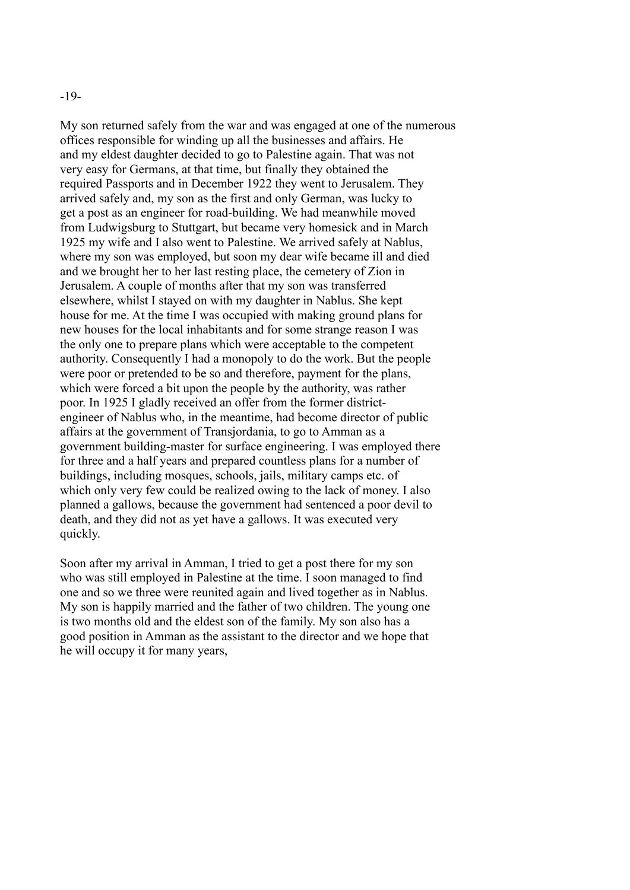My son returned safely from the war and was engaged at one of the numerous offices responsible for winding up all the businesses and affairs. He and my eldest daughter decided to go to Palestine again. That was not very easy for Germans, at that time, but finally they obtained the required Passports and in December 1922 they went to Jerusalem. They arrived safely and, my son as the first and only German, was lucky to get a post as an engineer for road-building. We had meanwhile moved from Ludwigsburg to Stuttgart, but became very homesick and in March 1925 my wife and I also went to Palestine. We arrived safely at Nablus, where my son was employed, but soon my dear wife became ill and died and we brought her to her last resting place, the cemetery of Zion in Jerusalem. A couple of months after that my son was transferred elsewhere, whilst I stayed on with my daughter in Nablus. She kept house for me. At the time I was occupied with making ground plans for new houses for the local inhabitants and for some strange reason I was the only one to prepare plans which were acceptable to the competent authority. Consequently I had a monopoly to do the work. But the people were poor or pretended to be so and therefore, payment for the plans, which were forced a bit upon the people by the authority, was rather poor. In 1925 I gladly received an offer from the former district-engineer of Nablus who, in the meantime, had become director of public affairs at the government of Transjordania, to go to Amman as a government building-master for surface engineering. I was employed there for three and a half years and prepared countless plans for a number of buildings, including mosques, schools, jails, military camps etc. of which only very few could be realized owing to the lack of money. I also planned a gallows, because the government had sentenced a poor devil to death, and they did not as yet have a gallows. It was executed very quickly.

Soon after my arrival in Amman, I tried to get a post there for my son who was still employed in Palestine at the time. I soon managed to find one and so we three were reunited again and lived together as in Nablus. My son is happily married and the father of two children. The young one is two months old and the eldest son of the family. My son also has a good position in Amman as the assistant to the director and we hope that he will occupy it for many years,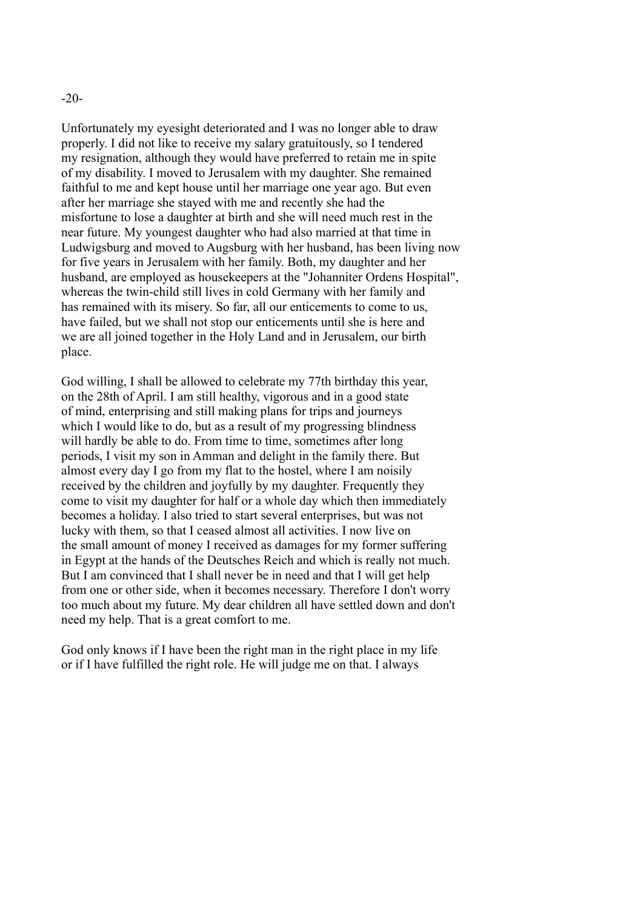Unfortunately my eyesight deteriorated and I was no longer able to draw properly. I did not like to receive my salary gratuitously, so I tendered my resignation, although they would have preferred to retain me in spite of my disability. I moved to Jerusalem with my daughter. She remained faithful to me and kept house until her marriage one year ago. But even after her marriage she stayed with me and recently she had the misfortune to lose a daughter at birth and she will need much rest in the near future. My youngest daughter who had also married at that time in Ludwigsburg and moved to Augsburg with her husband, has been living now for five years in Jerusalem with her family. Both, my daughter and her husband, are employed as housekeepers at the "Johanniter Ordens Hospital", whereas the twin-child still lives in cold Germany with her family and has remained with its misery. So far, all our enticements to come to us, have failed, but we shall not stop our enticements until she is here and we are all joined together in the Holy Land and in Jerusalem, our birth place.

God willing, I shall be allowed to celebrate my 77th birthday this year, on the 28th of April. I am still healthy, vigorous and in a good state of mind, enterprising and still making plans for trips and journeys which I would like to do, but as a result of my progressing blindness will hardly be able to do. From time to time, sometimes after long periods, I visit my son in Amman and delight in the family there. But almost every day I go from my flat to the hostel, where I am noisily received by the children and joyfully by my daughter. Frequently they come to visit my daughter for half or a whole day which then immediately becomes a holiday. I also tried to start several enterprises, but was not lucky with them, so that I ceased almost all activities. I now live on the small amount of money I received as damages for my former suffering in Egypt at the hands of the Deutsches Reich and which is really not much. But I am convinced that I shall never be in need and that I will get help from one or other side, when it becomes necessary. Therefore I don't worry too much about my future. My dear children all have settled down and don't need my help. That is a great comfort to me.

God only knows if I have been the right man in the right place in my life or if I have fulfilled the right role. He will judge me on that. I always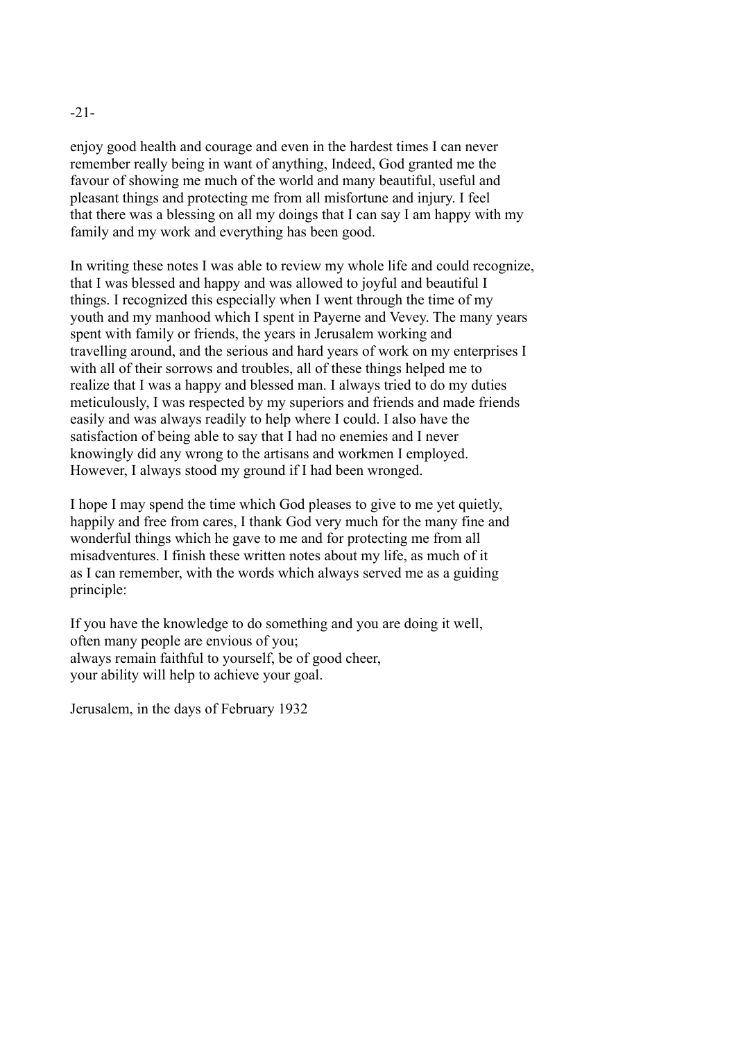enjoy good health and courage and even in the hardest times I can never remember really being in want of anything, Indeed, God granted me the favour of showing me much of the world and many beautiful, useful and pleasant things and protecting me from all misfortune and injury. I feel that there was a blessing on all my doings that I can say I am happy with my family and my work and everything has been good.

In writing these notes I was able to review my whole life and could recognize, that I was blessed and happy and was allowed to joyful and beautiful I things. I recognized this especially when I went through the time of my youth and my manhood which I spent in Payerne and Vevey. The many years spent with family or friends, the years in Jerusalem working and travelling around, and the serious and hard years of work on my enterprises I with all of their sorrows and troubles, all of these things helped me to realize that I was a happy and blessed man. I always tried to do my duties meticulously, I was respected by my superiors and friends and made friends easily and was always readily to help where I could. I also have the satisfaction of being able to say that I had no enemies and I never knowingly did any wrong to the artisans and workmen I employed. However, I always stood my ground if I had been wronged.

I hope I may spend the time which God pleases to give to me yet quietly, happily and free from cares, I thank God very much for the many fine and wonderful things which he gave to me and for protecting me from all misadventures. I finish these written notes about my life, as much of it as I can remember, with the words which always served me as a guiding principle:

If you have the knowledge to do something and you are doing it well,
often many people are envious of you;
always remain faithful to yourself, be of good cheer,
your ability will help to achieve your goal.

Jerusalem, in the days of February 1932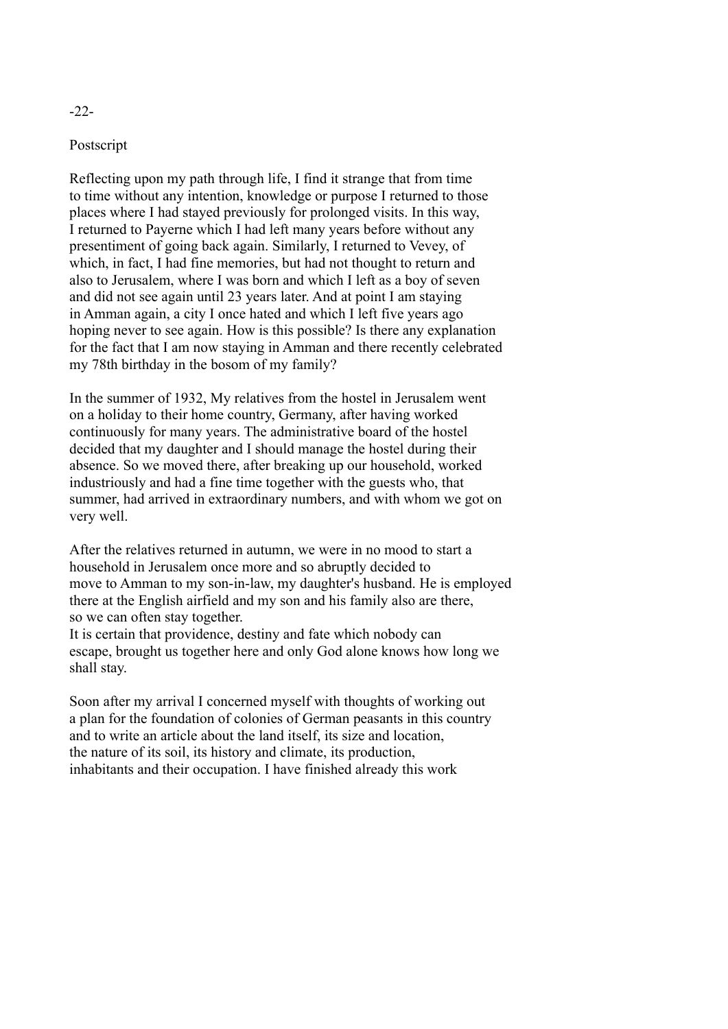## Postscript

Reflecting upon my path through life, I find it strange that from time to time without any intention, knowledge or purpose I returned to those places where I had stayed previously for prolonged visits. In this way, I returned to Payerne which I had left many years before without any presentiment of going back again. Similarly, I returned to Vevey, of which, in fact, I had fine memories, but had not thought to return and also to Jerusalem, where I was born and which I left as a boy of seven and did not see again until 23 years later. And at point I am staying in Amman again, a city I once hated and which I left five years ago hoping never to see again. How is this possible? Is there any explanation for the fact that I am now staying in Amman and there recently celebrated my 78th birthday in the bosom of my family?

In the summer of 1932, My relatives from the hostel in Jerusalem went on a holiday to their home country, Germany, after having worked continuously for many years. The administrative board of the hostel decided that my daughter and I should manage the hostel during their absence. So we moved there, after breaking up our household, worked industriously and had a fine time together with the guests who, that summer, had arrived in extraordinary numbers, and with whom we got on very well.

After the relatives returned in autumn, we were in no mood to start a household in Jerusalem once more and so abruptly decided to move to Amman to my son-in-law, my daughter's husband. He is employed there at the English airfield and my son and his family also are there, so we can often stay together.
It is certain that providence, destiny and fate which nobody can escape, brought us together here and only God alone knows how long we shall stay.

Soon after my arrival I concerned myself with thoughts of working out a plan for the foundation of colonies of German peasants in this country and to write an article about the land itself, its size and location, the nature of its soil, its history and climate, its production, inhabitants and their occupation. I have finished already this work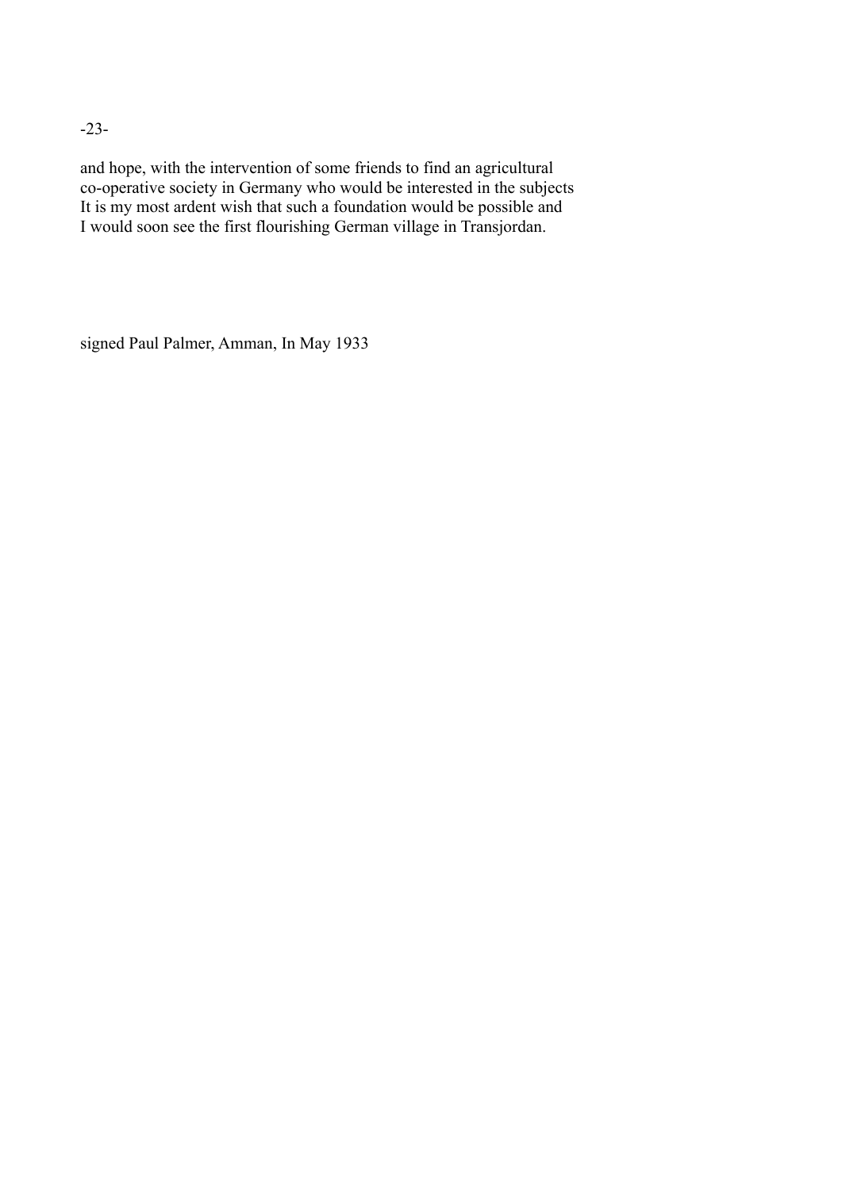and hope, with the intervention of some friends to find an agricultural co-operative society in Germany who would be interested in the subjects It is my most ardent wish that such a foundation would be possible and I would soon see the first flourishing German village in Transjordan.

signed Paul Palmer, Amman, In May 1933